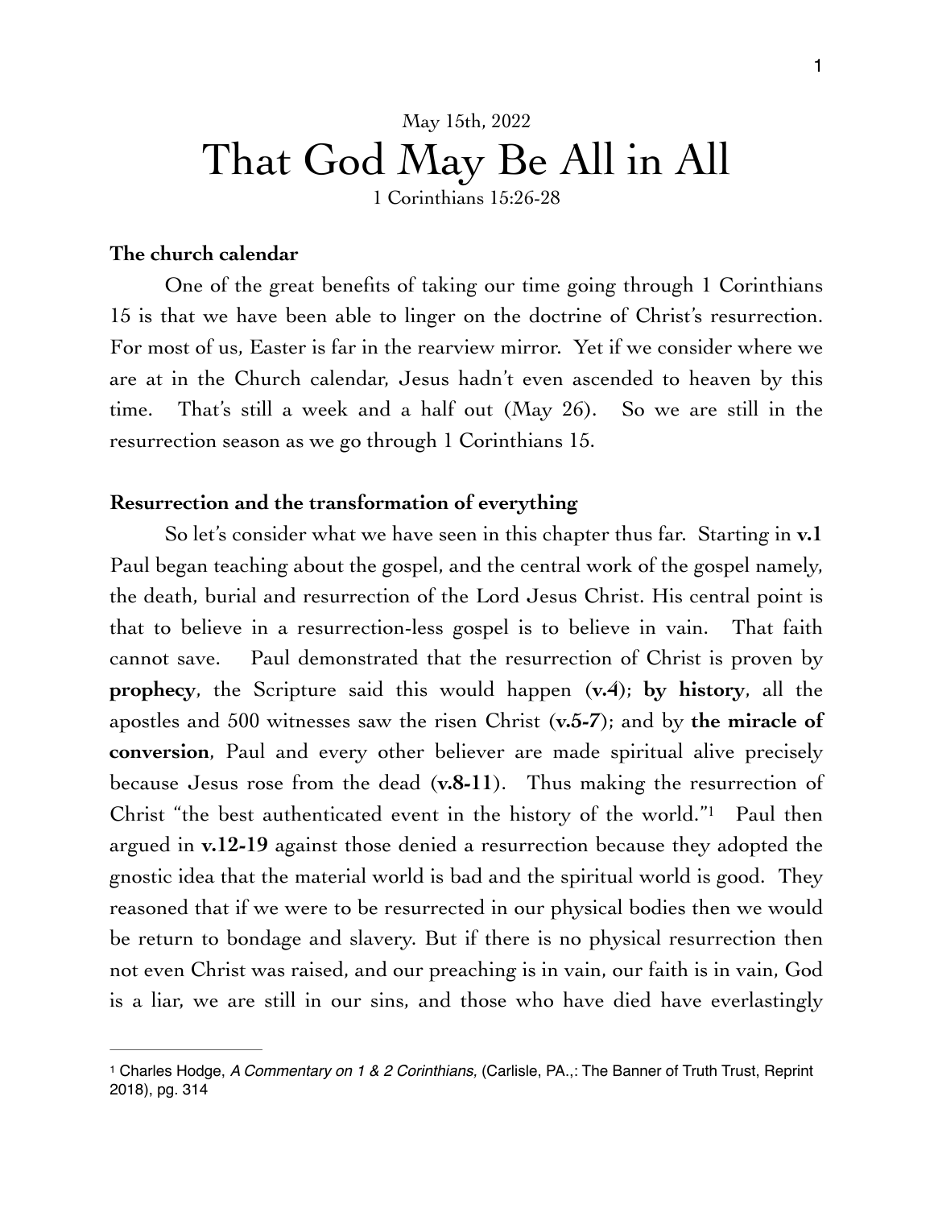May 15th, 2022

# That God May Be All in All

1 Corinthians 15:26-28

**The church calendar**

One of the great benefits of taking our time going through 1 Corinthians 15 is that we have been able to linger on the doctrine of Christ's resurrection. For most of us, Easter is far in the rearview mirror. Yet if we consider where we are at in the Church calendar, Jesus hadn't even ascended to heaven by this time. That's still a week and a half out (May 26). So we are still in the resurrection season as we go through 1 Corinthians 15.

**Resurrection and the transformation of everything**

So let's consider what we have seen in this chapter thus far. Starting in **v.1** Paul began teaching about the gospel, and the central work of the gospel namely, the death, burial and resurrection of the Lord Jesus Christ. His central point is that to believe in a resurrection-less gospel is to believe in vain. That faith cannot save. Paul demonstrated that the resurrection of Christ is proven by **prophecy**, the Scripture said this would happen (**v.4**); **by history**, all the apostles and 500 witnesses saw the risen Christ (**v.5-7**); and by **the miracle of conversion**, Paul and every other believer are made spiritual alive precisely because Jesus rose from the dead (**v.8-11**). Thus making the resurrection of Christ "the best authenticated event in the history of the world."[1] Paul then argued in **v.12-19** against those denied a resurrection because they adopted the gnostic idea that the material world is bad and the spiritual world is good. They reasoned that if we were to be resurrected in our physical bodies then we would be return to bondage and slavery. But if there is no physical resurrection then not even Christ was raised, and our preaching is in vain, our faith is in vain, God is a liar, we are still in our sins, and those who have died have everlastingly

---

[1] Charles Hodge, *A Commentary on 1 & 2 Corinthians,* (Carlisle, PA.,: The Banner of Truth Trust, Reprint 2018), pg. 314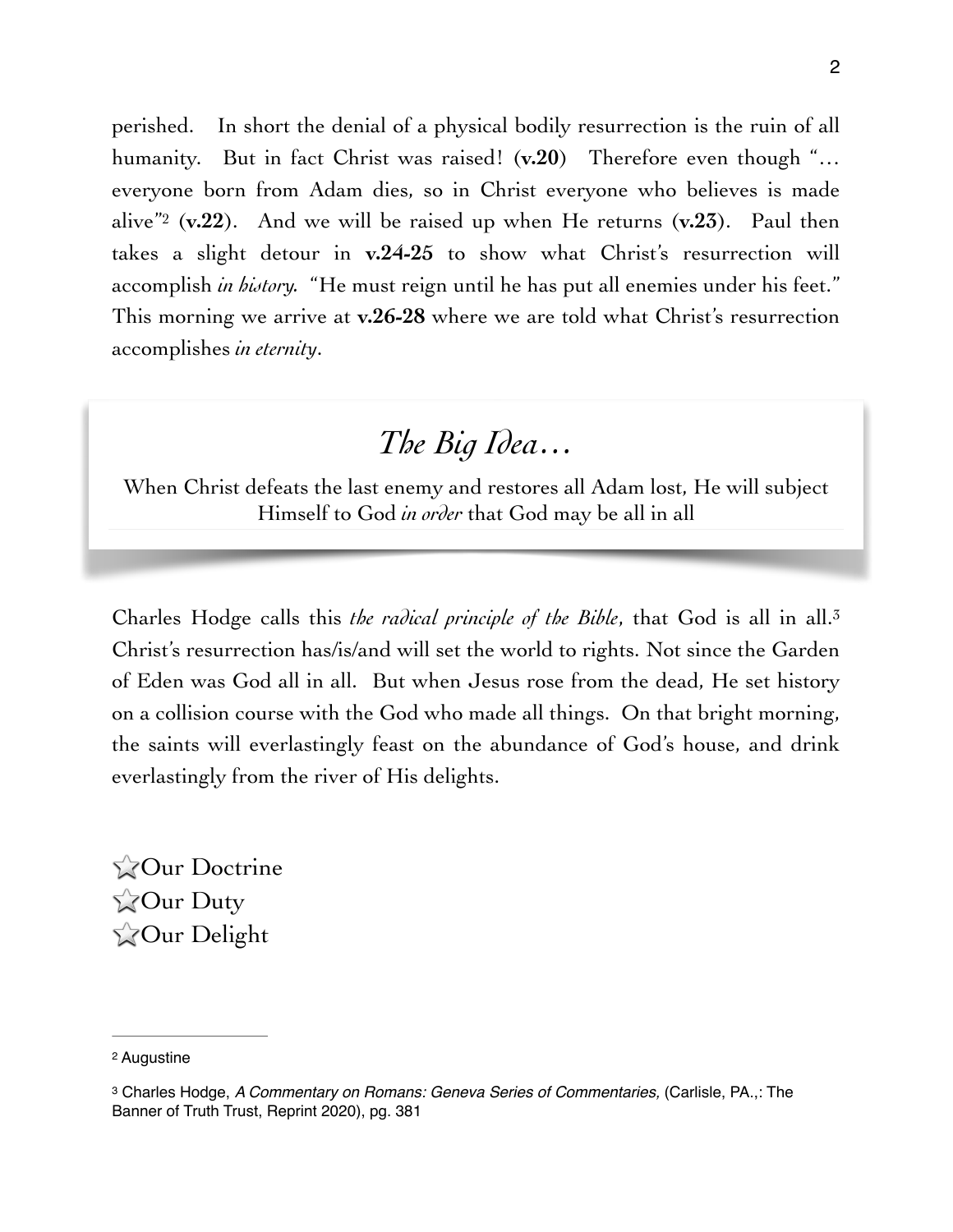perished. In short the denial of a physical bodily resurrection is the ruin of all humanity. But in fact Christ was raised! (**v.20**) Therefore even though "… everyone born from Adam dies, so in Christ everyone who believes is made alive"[2] (**v.22**). And we will be raised up when He returns (**v.23**). Paul then takes a slight detour in **v.24-25** to show what Christ's resurrection will accomplish *in history*. "He must reign until he has put all enemies under his feet." This morning we arrive at **v.26-28** where we are told what Christ's resurrection accomplishes *in eternity*.

## *The Big Idea…*

When Christ defeats the last enemy and restores all Adam lost, He will subject Himself to God *in order* that God may be all in all

Charles Hodge calls this *the radical principle of the Bible*, that God is all in all.[3] Christ's resurrection has/is/and will set the world to rights. Not since the Garden of Eden was God all in all. But when Jesus rose from the dead, He set history on a collision course with the God who made all things. On that bright morning, the saints will everlastingly feast on the abundance of God's house, and drink everlastingly from the river of His delights.

- ☆Our Doctrine
- ☆Our Duty
- ☆Our Delight

---

[2] Augustine

[3] Charles Hodge, *A Commentary on Romans: Geneva Series of Commentaries,* (Carlisle, PA.,: The Banner of Truth Trust, Reprint 2020), pg. 381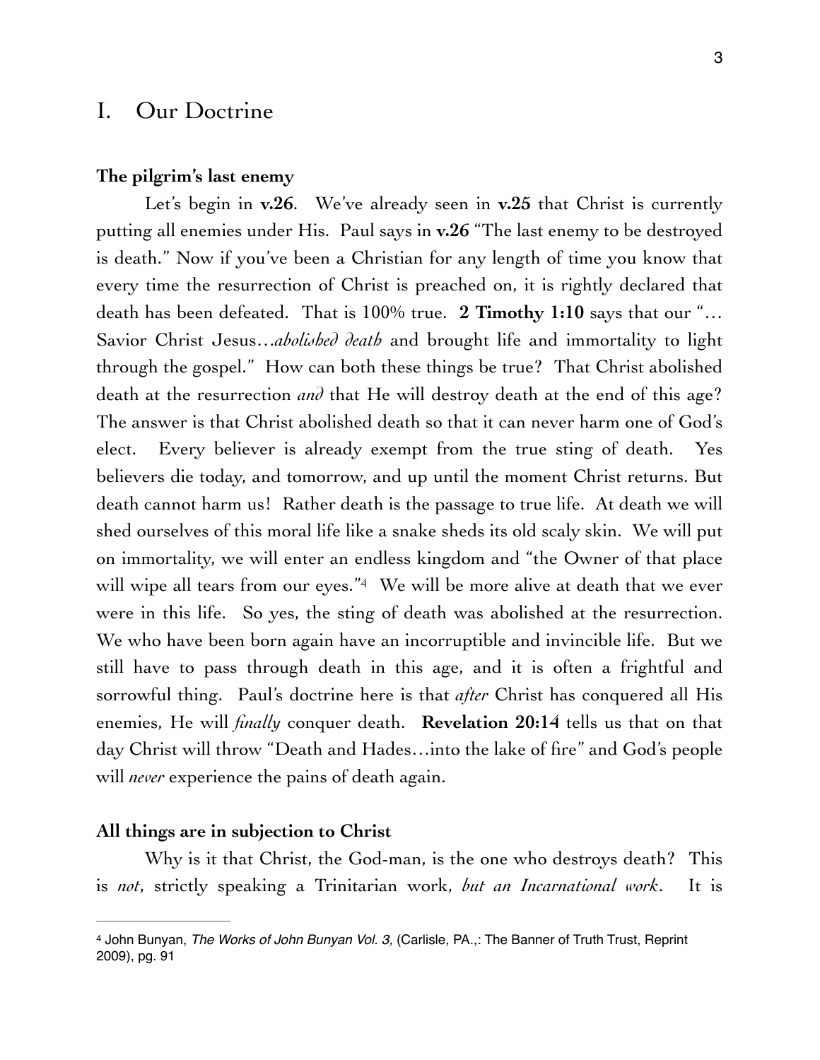# I. Our Doctrine

**The pilgrim's last enemy**

Let's begin in **v.26**. We've already seen in **v.25** that Christ is currently putting all enemies under His. Paul says in **v.26** "The last enemy to be destroyed is death." Now if you've been a Christian for any length of time you know that every time the resurrection of Christ is preached on, it is rightly declared that death has been defeated. That is 100% true. **2 Timothy 1:10** says that our "…Savior Christ Jesus…*abolished death* and brought life and immortality to light through the gospel." How can both these things be true? That Christ abolished death at the resurrection *and* that He will destroy death at the end of this age? The answer is that Christ abolished death so that it can never harm one of God's elect. Every believer is already exempt from the true sting of death. Yes believers die today, and tomorrow, and up until the moment Christ returns. But death cannot harm us! Rather death is the passage to true life. At death we will shed ourselves of this moral life like a snake sheds its old scaly skin. We will put on immortality, we will enter an endless kingdom and "the Owner of that place will wipe all tears from our eyes."[4] We will be more alive at death that we ever were in this life. So yes, the sting of death was abolished at the resurrection. We who have been born again have an incorruptible and invincible life. But we still have to pass through death in this age, and it is often a frightful and sorrowful thing. Paul's doctrine here is that *after* Christ has conquered all His enemies, He will *finally* conquer death. **Revelation 20:14** tells us that on that day Christ will throw "Death and Hades…into the lake of fire" and God's people will *never* experience the pains of death again.

**All things are in subjection to Christ**

Why is it that Christ, the God-man, is the one who destroys death? This is *not*, strictly speaking a Trinitarian work, *but an Incarnational work*. It is

---

[4] John Bunyan, *The Works of John Bunyan Vol. 3,* (Carlisle, PA.,: The Banner of Truth Trust, Reprint 2009), pg. 91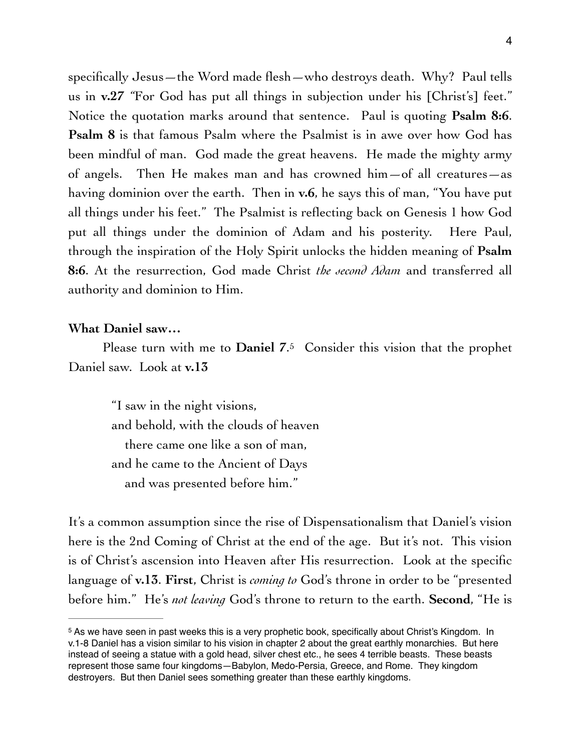specifically Jesus—the Word made flesh—who destroys death. Why? Paul tells us in **v.27** "For God has put all things in subjection under his [Christ's] feet." Notice the quotation marks around that sentence. Paul is quoting **Psalm 8:6**. **Psalm 8** is that famous Psalm where the Psalmist is in awe over how God has been mindful of man. God made the great heavens. He made the mighty army of angels. Then He makes man and has crowned him—of all creatures—as having dominion over the earth. Then in **v.6**, he says this of man, "You have put all things under his feet." The Psalmist is reflecting back on Genesis 1 how God put all things under the dominion of Adam and his posterity. Here Paul, through the inspiration of the Holy Spirit unlocks the hidden meaning of **Psalm 8:6**. At the resurrection, God made Christ *the second Adam* and transferred all authority and dominion to Him.

**What Daniel saw…**

Please turn with me to **Daniel 7**.[5] Consider this vision that the prophet Daniel saw. Look at **v.13**

> "I saw in the night visions,
> and behold, with the clouds of heaven
> there came one like a son of man,
> and he came to the Ancient of Days
> and was presented before him."

It's a common assumption since the rise of Dispensationalism that Daniel's vision here is the 2nd Coming of Christ at the end of the age. But it's not. This vision is of Christ's ascension into Heaven after His resurrection. Look at the specific language of **v.13**. **First**, Christ is *coming to* God's throne in order to be "presented before him." He's *not leaving* God's throne to return to the earth. **Second**, "He is

---

[5] As we have seen in past weeks this is a very prophetic book, specifically about Christ's Kingdom. In v.1-8 Daniel has a vision similar to his vision in chapter 2 about the great earthly monarchies. But here instead of seeing a statue with a gold head, silver chest etc., he sees 4 terrible beasts. These beasts represent those same four kingdoms—Babylon, Medo-Persia, Greece, and Rome. They kingdom destroyers. But then Daniel sees something greater than these earthly kingdoms.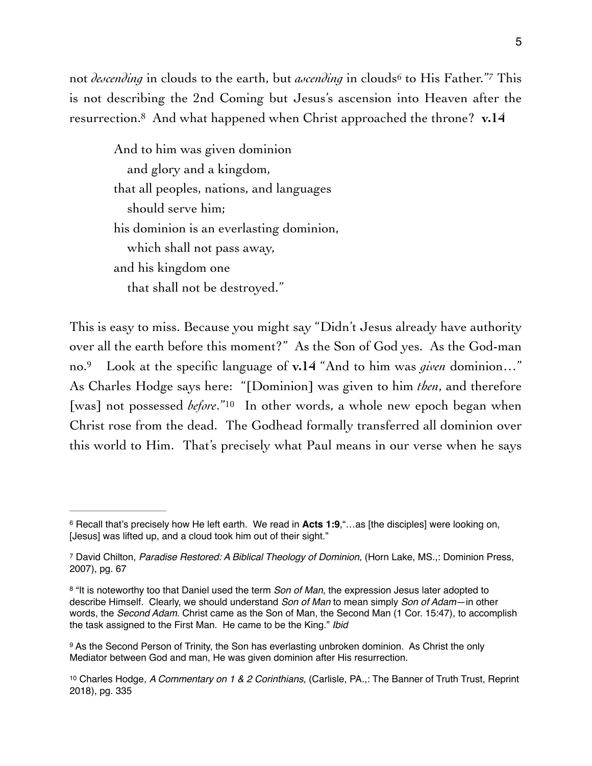not *descending* in clouds to the earth, but *ascending* in clouds[6] to His Father."[7] This is not describing the 2nd Coming but Jesus's ascension into Heaven after the resurrection.[8] And what happened when Christ approached the throne? **v.14**

> And to him was given dominion
> and glory and a kingdom,
> that all peoples, nations, and languages
> should serve him;
> his dominion is an everlasting dominion,
> which shall not pass away,
> and his kingdom one
> that shall not be destroyed."

This is easy to miss. Because you might say "Didn't Jesus already have authority over all the earth before this moment?" As the Son of God yes. As the God-man no.[9] Look at the specific language of **v.14** "And to him was *given* dominion…" As Charles Hodge says here: "[Dominion] was given to him *then*, and therefore [was] not possessed *before*."[10] In other words, a whole new epoch began when Christ rose from the dead. The Godhead formally transferred all dominion over this world to Him. That's precisely what Paul means in our verse when he says

---

[6] Recall that's precisely how He left earth. We read in **Acts 1:9**,"…as [the disciples] were looking on, [Jesus] was lifted up, and a cloud took him out of their sight."

[7] David Chilton, *Paradise Restored: A Biblical Theology of Dominion,* (Horn Lake, MS.,: Dominion Press, 2007), pg. 67

[8] "It is noteworthy too that Daniel used the term *Son of Man*, the expression Jesus later adopted to describe Himself. Clearly, we should understand *Son of Man* to mean simply *Son of Adam*—in other words, the *Second Adam*. Christ came as the Son of Man, the Second Man (1 Cor. 15:47), to accomplish the task assigned to the First Man. He came to be the King." *Ibid*

[9] As the Second Person of Trinity, the Son has everlasting unbroken dominion. As Christ the only Mediator between God and man, He was given dominion after His resurrection.

[10] Charles Hodge, *A Commentary on 1 & 2 Corinthians,* (Carlisle, PA.,: The Banner of Truth Trust, Reprint 2018), pg. 335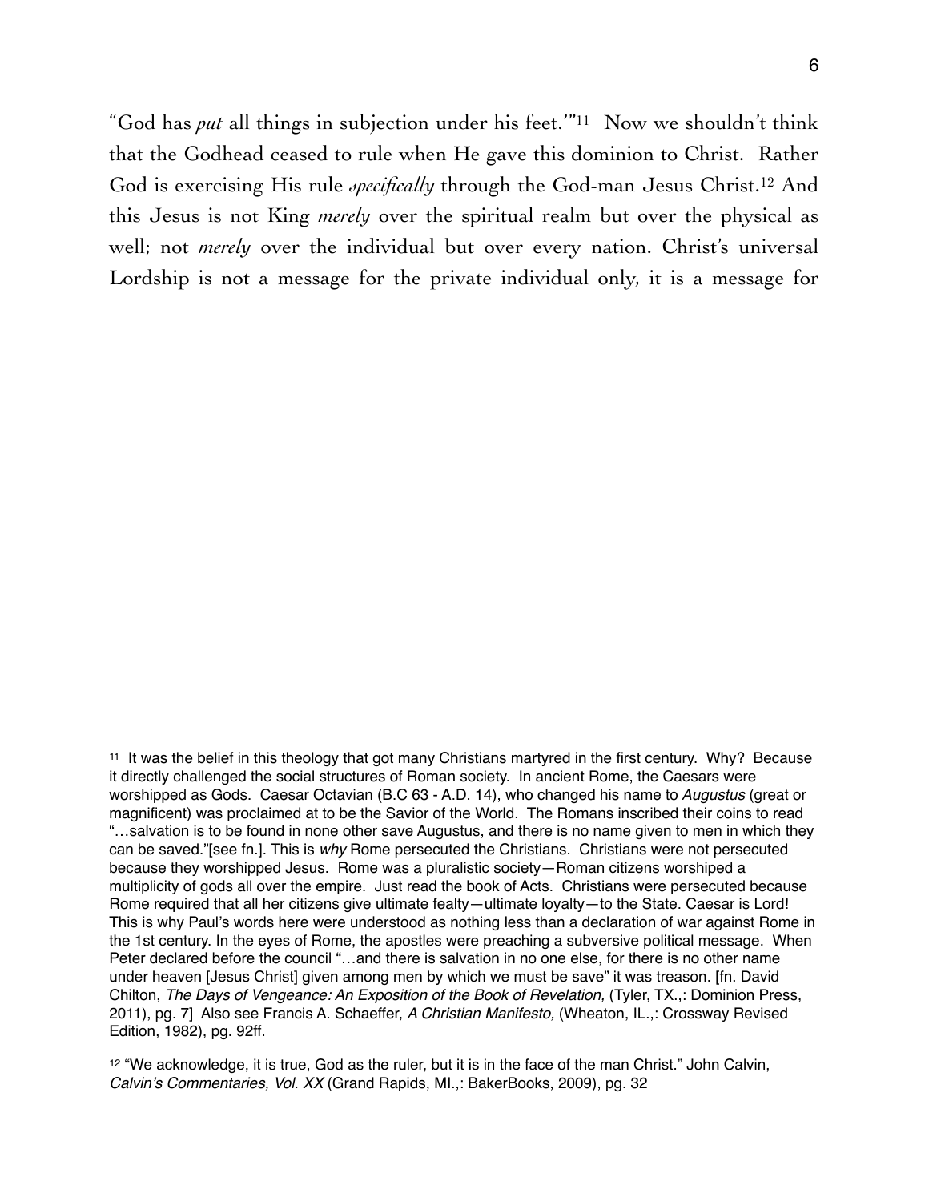"God has *put* all things in subjection under his feet.'"[11] Now we shouldn't think that the Godhead ceased to rule when He gave this dominion to Christ. Rather God is exercising His rule *specifically* through the God-man Jesus Christ.[12] And this Jesus is not King *merely* over the spiritual realm but over the physical as well; not *merely* over the individual but over every nation. Christ's universal Lordship is not a message for the private individual only, it is a message for

---

[11] It was the belief in this theology that got many Christians martyred in the first century. Why? Because it directly challenged the social structures of Roman society. In ancient Rome, the Caesars were worshipped as Gods. Caesar Octavian (B.C 63 - A.D. 14), who changed his name to *Augustus* (great or magnificent) was proclaimed at to be the Savior of the World. The Romans inscribed their coins to read "…salvation is to be found in none other save Augustus, and there is no name given to men in which they can be saved."[see fn.]. This is *why* Rome persecuted the Christians. Christians were not persecuted because they worshipped Jesus. Rome was a pluralistic society—Roman citizens worshiped a multiplicity of gods all over the empire. Just read the book of Acts. Christians were persecuted because Rome required that all her citizens give ultimate fealty—ultimate loyalty—to the State. Caesar is Lord! This is why Paul's words here were understood as nothing less than a declaration of war against Rome in the 1st century. In the eyes of Rome, the apostles were preaching a subversive political message. When Peter declared before the council "…and there is salvation in no one else, for there is no other name under heaven [Jesus Christ] given among men by which we must be save" it was treason. [fn. David Chilton, *The Days of Vengeance: An Exposition of the Book of Revelation,* (Tyler, TX.,: Dominion Press, 2011), pg. 7] Also see Francis A. Schaeffer, *A Christian Manifesto,* (Wheaton, IL.,: Crossway Revised Edition, 1982), pg. 92ff.

[12] "We acknowledge, it is true, God as the ruler, but it is in the face of the man Christ." John Calvin, *Calvin's Commentaries, Vol. XX* (Grand Rapids, MI.,: BakerBooks, 2009), pg. 32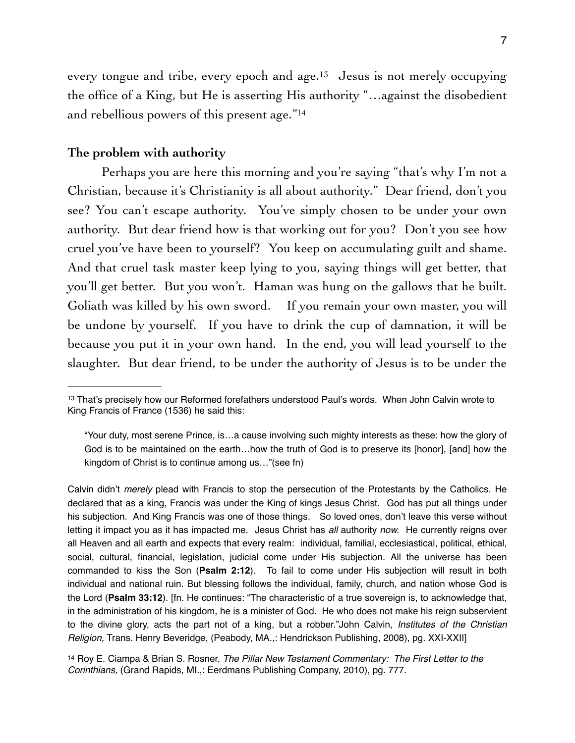every tongue and tribe, every epoch and age.[13] Jesus is not merely occupying the office of a King, but He is asserting His authority "…against the disobedient and rebellious powers of this present age."[14]

**The problem with authority**

Perhaps you are here this morning and you're saying "that's why I'm not a Christian, because it's Christianity is all about authority." Dear friend, don't you see? You can't escape authority. You've simply chosen to be under your own authority. But dear friend how is that working out for you? Don't you see how cruel you've have been to yourself? You keep on accumulating guilt and shame. And that cruel task master keep lying to you, saying things will get better, that you'll get better. But you won't. Haman was hung on the gallows that he built. Goliath was killed by his own sword. If you remain your own master, you will be undone by yourself. If you have to drink the cup of damnation, it will be because you put it in your own hand. In the end, you will lead yourself to the slaughter. But dear friend, to be under the authority of Jesus is to be under the

---

[13] That's precisely how our Reformed forefathers understood Paul's words. When John Calvin wrote to King Francis of France (1536) he said this:

> "Your duty, most serene Prince, is…a cause involving such mighty interests as these: how the glory of God is to be maintained on the earth…how the truth of God is to preserve its [honor], [and] how the kingdom of Christ is to continue among us…"(see fn)

Calvin didn't *merely* plead with Francis to stop the persecution of the Protestants by the Catholics. He declared that as a king, Francis was under the King of kings Jesus Christ. God has put all things under his subjection. And King Francis was one of those things. So loved ones, don't leave this verse without letting it impact you as it has impacted me. Jesus Christ has *all* authority *now.* He currently reigns over all Heaven and all earth and expects that every realm: individual, familial, ecclesiastical, political, ethical, social, cultural, financial, legislation, judicial come under His subjection. All the universe has been commanded to kiss the Son (**Psalm 2:12**). To fail to come under His subjection will result in both individual and national ruin. But blessing follows the individual, family, church, and nation whose God is the Lord (**Psalm 33:12**). [fn. He continues: "The characteristic of a true sovereign is, to acknowledge that, in the administration of his kingdom, he is a minister of God. He who does not make his reign subservient to the divine glory, acts the part not of a king, but a robber."John Calvin, *Institutes of the Christian Religion,* Trans. Henry Beveridge, (Peabody, MA.,: Hendrickson Publishing, 2008), pg. XXI-XXII]

[14] Roy E. Ciampa & Brian S. Rosner, *The Pillar New Testament Commentary: The First Letter to the Corinthians,* (Grand Rapids, MI.,: Eerdmans Publishing Company, 2010), pg. 777.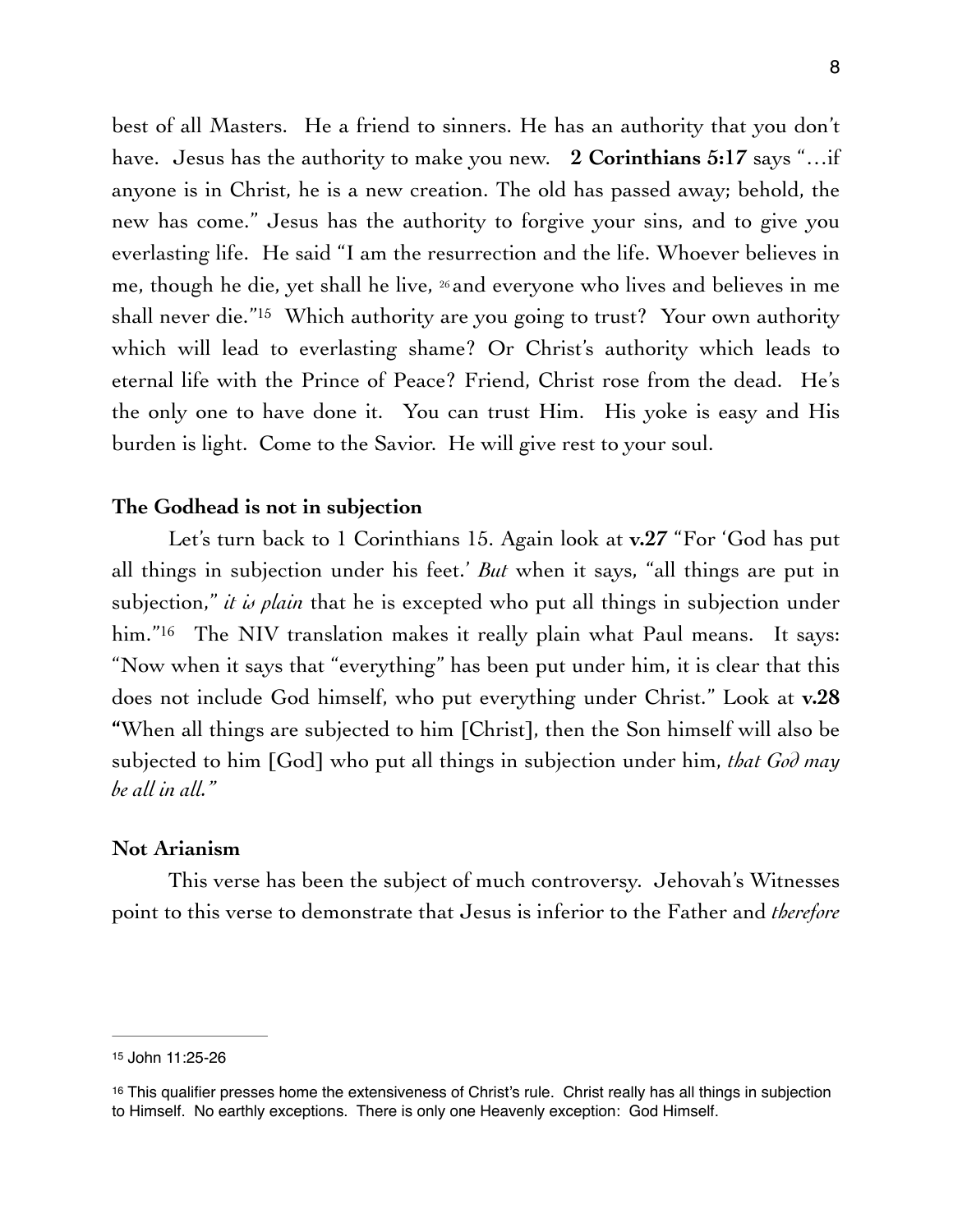best of all Masters. He a friend to sinners. He has an authority that you don't have. Jesus has the authority to make you new. **2 Corinthians 5:17** says "…if anyone is in Christ, he is a new creation. The old has passed away; behold, the new has come." Jesus has the authority to forgive your sins, and to give you everlasting life. He said "I am the resurrection and the life. Whoever believes in me, though he die, yet shall he live, [26] and everyone who lives and believes in me shall never die."[15] Which authority are you going to trust? Your own authority which will lead to everlasting shame? Or Christ's authority which leads to eternal life with the Prince of Peace? Friend, Christ rose from the dead. He's the only one to have done it. You can trust Him. His yoke is easy and His burden is light. Come to the Savior. He will give rest to your soul.

**The Godhead is not in subjection**

Let's turn back to 1 Corinthians 15. Again look at **v.27** "For 'God has put all things in subjection under his feet.' *But* when it says, "all things are put in subjection," *it is plain* that he is excepted who put all things in subjection under him."[16] The NIV translation makes it really plain what Paul means. It says: "Now when it says that "everything" has been put under him, it is clear that this does not include God himself, who put everything under Christ." Look at **v.28** "When all things are subjected to him [Christ], then the Son himself will also be subjected to him [God] who put all things in subjection under him, *that God may be all in all."*

**Not Arianism**

This verse has been the subject of much controversy. Jehovah's Witnesses point to this verse to demonstrate that Jesus is inferior to the Father and *therefore*

---

[15] John 11:25-26

[16] This qualifier presses home the extensiveness of Christ's rule. Christ really has all things in subjection to Himself. No earthly exceptions. There is only one Heavenly exception: God Himself.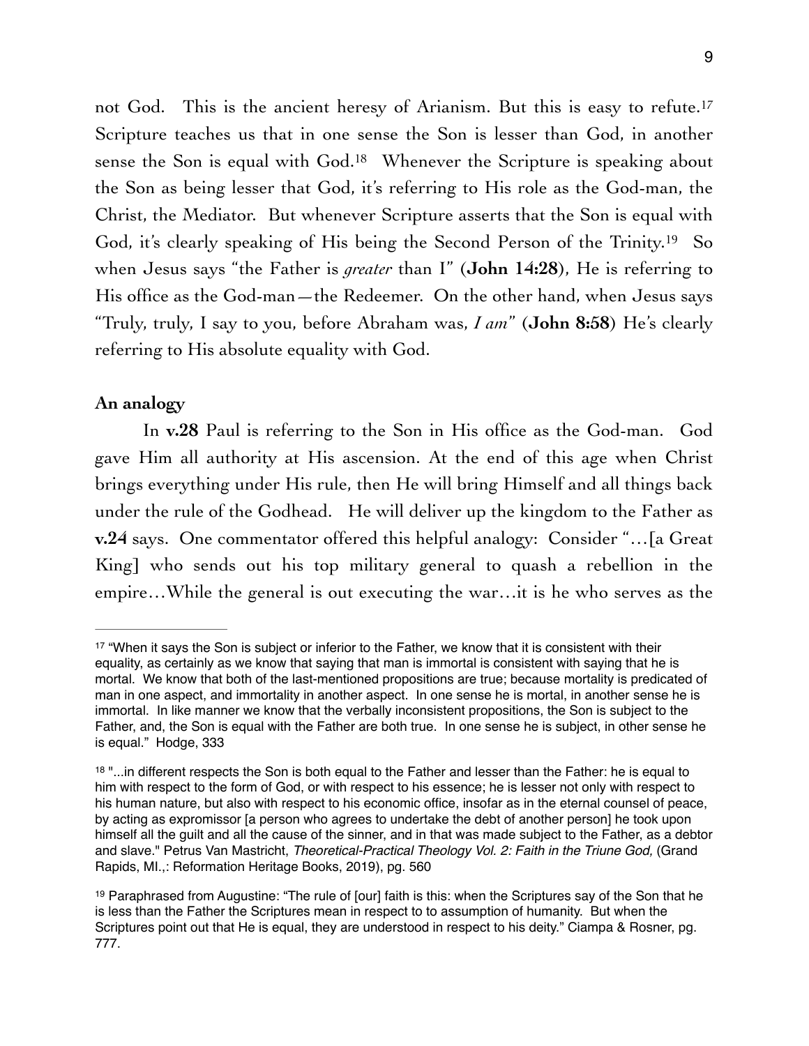not God. This is the ancient heresy of Arianism. But this is easy to refute.[17] Scripture teaches us that in one sense the Son is lesser than God, in another sense the Son is equal with God.[18] Whenever the Scripture is speaking about the Son as being lesser that God, it's referring to His role as the God-man, the Christ, the Mediator. But whenever Scripture asserts that the Son is equal with God, it's clearly speaking of His being the Second Person of the Trinity.[19] So when Jesus says "the Father is *greater* than I" (**John 14:28**), He is referring to His office as the God-man—the Redeemer. On the other hand, when Jesus says "Truly, truly, I say to you, before Abraham was, *I am*" (**John 8:58**) He's clearly referring to His absolute equality with God.

**An analogy**

In **v.28** Paul is referring to the Son in His office as the God-man. God gave Him all authority at His ascension. At the end of this age when Christ brings everything under His rule, then He will bring Himself and all things back under the rule of the Godhead. He will deliver up the kingdom to the Father as **v.24** says. One commentator offered this helpful analogy: Consider "…[a Great King] who sends out his top military general to quash a rebellion in the empire…While the general is out executing the war…it is he who serves as the

---

[17] "When it says the Son is subject or inferior to the Father, we know that it is consistent with their equality, as certainly as we know that saying that man is immortal is consistent with saying that he is mortal. We know that both of the last-mentioned propositions are true; because mortality is predicated of man in one aspect, and immortality in another aspect. In one sense he is mortal, in another sense he is immortal. In like manner we know that the verbally inconsistent propositions, the Son is subject to the Father, and, the Son is equal with the Father are both true. In one sense he is subject, in other sense he is equal." Hodge, 333

[18] "...in different respects the Son is both equal to the Father and lesser than the Father: he is equal to him with respect to the form of God, or with respect to his essence; he is lesser not only with respect to his human nature, but also with respect to his economic office, insofar as in the eternal counsel of peace, by acting as expromissor [a person who agrees to undertake the debt of another person] he took upon himself all the guilt and all the cause of the sinner, and in that was made subject to the Father, as a debtor and slave." Petrus Van Mastricht, *Theoretical-Practical Theology Vol. 2: Faith in the Triune God,* (Grand Rapids, MI.,: Reformation Heritage Books, 2019), pg. 560

[19] Paraphrased from Augustine: "The rule of [our] faith is this: when the Scriptures say of the Son that he is less than the Father the Scriptures mean in respect to to assumption of humanity. But when the Scriptures point out that He is equal, they are understood in respect to his deity." Ciampa & Rosner, pg. 777.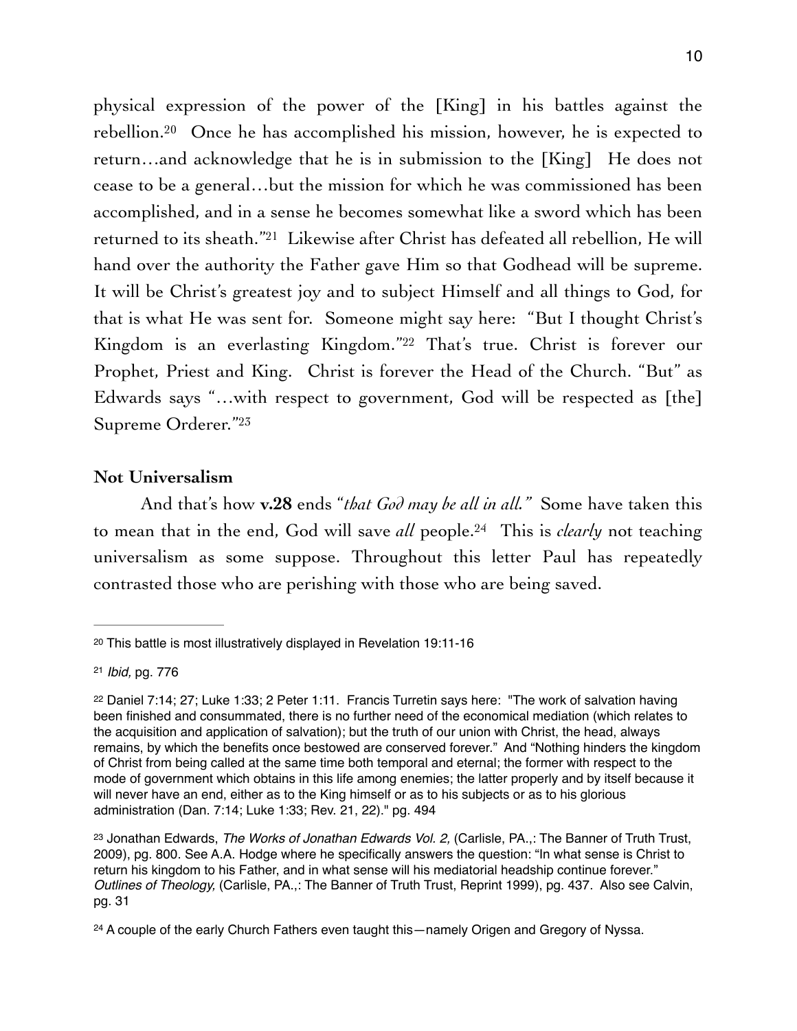physical expression of the power of the [King] in his battles against the rebellion.[20] Once he has accomplished his mission, however, he is expected to return…and acknowledge that he is in submission to the [King] He does not cease to be a general…but the mission for which he was commissioned has been accomplished, and in a sense he becomes somewhat like a sword which has been returned to its sheath."[21] Likewise after Christ has defeated all rebellion, He will hand over the authority the Father gave Him so that Godhead will be supreme. It will be Christ's greatest joy and to subject Himself and all things to God, for that is what He was sent for. Someone might say here: "But I thought Christ's Kingdom is an everlasting Kingdom."[22] That's true. Christ is forever our Prophet, Priest and King. Christ is forever the Head of the Church. "But" as Edwards says "…with respect to government, God will be respected as [the] Supreme Orderer."[23]

**Not Universalism**

And that's how **v.28** ends "*that God may be all in all.*" Some have taken this to mean that in the end, God will save *all* people.[24] This is *clearly* not teaching universalism as some suppose. Throughout this letter Paul has repeatedly contrasted those who are perishing with those who are being saved.

---

[20] This battle is most illustratively displayed in Revelation 19:11-16

[21] *Ibid,* pg. 776

[22] Daniel 7:14; 27; Luke 1:33; 2 Peter 1:11. Francis Turretin says here: "The work of salvation having been finished and consummated, there is no further need of the economical mediation (which relates to the acquisition and application of salvation); but the truth of our union with Christ, the head, always remains, by which the benefits once bestowed are conserved forever." And "Nothing hinders the kingdom of Christ from being called at the same time both temporal and eternal; the former with respect to the mode of government which obtains in this life among enemies; the latter properly and by itself because it will never have an end, either as to the King himself or as to his subjects or as to his glorious administration (Dan. 7:14; Luke 1:33; Rev. 21, 22)." pg. 494

[23] Jonathan Edwards, *The Works of Jonathan Edwards Vol. 2,* (Carlisle, PA.,: The Banner of Truth Trust, 2009), pg. 800. See A.A. Hodge where he specifically answers the question: "In what sense is Christ to return his kingdom to his Father, and in what sense will his mediatorial headship continue forever." *Outlines of Theology,* (Carlisle, PA.,: The Banner of Truth Trust, Reprint 1999), pg. 437. Also see Calvin, pg. 31

[24] A couple of the early Church Fathers even taught this—namely Origen and Gregory of Nyssa.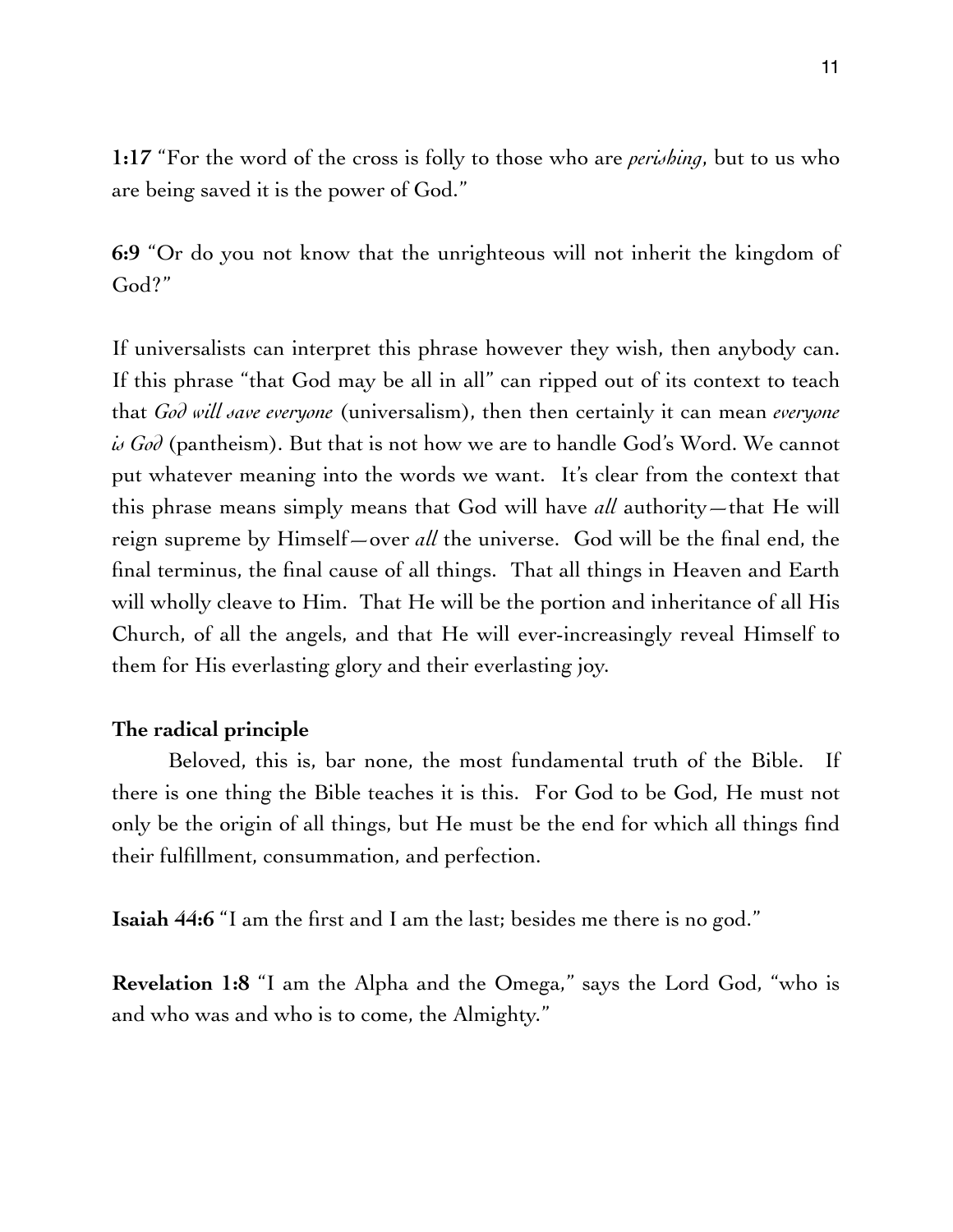**1:17** "For the word of the cross is folly to those who are *perishing*, but to us who are being saved it is the power of God."

**6:9** "Or do you not know that the unrighteous will not inherit the kingdom of God?"

If universalists can interpret this phrase however they wish, then anybody can. If this phrase "that God may be all in all" can ripped out of its context to teach that *God will save everyone* (universalism), then then certainly it can mean *everyone is God* (pantheism). But that is not how we are to handle God's Word. We cannot put whatever meaning into the words we want. It's clear from the context that this phrase means simply means that God will have *all* authority—that He will reign supreme by Himself—over *all* the universe. God will be the final end, the final terminus, the final cause of all things. That all things in Heaven and Earth will wholly cleave to Him. That He will be the portion and inheritance of all His Church, of all the angels, and that He will ever-increasingly reveal Himself to them for His everlasting glory and their everlasting joy.

**The radical principle**

Beloved, this is, bar none, the most fundamental truth of the Bible. If there is one thing the Bible teaches it is this. For God to be God, He must not only be the origin of all things, but He must be the end for which all things find their fulfillment, consummation, and perfection.

**Isaiah 44:6** "I am the first and I am the last; besides me there is no god."

**Revelation 1:8** "I am the Alpha and the Omega," says the Lord God, "who is and who was and who is to come, the Almighty."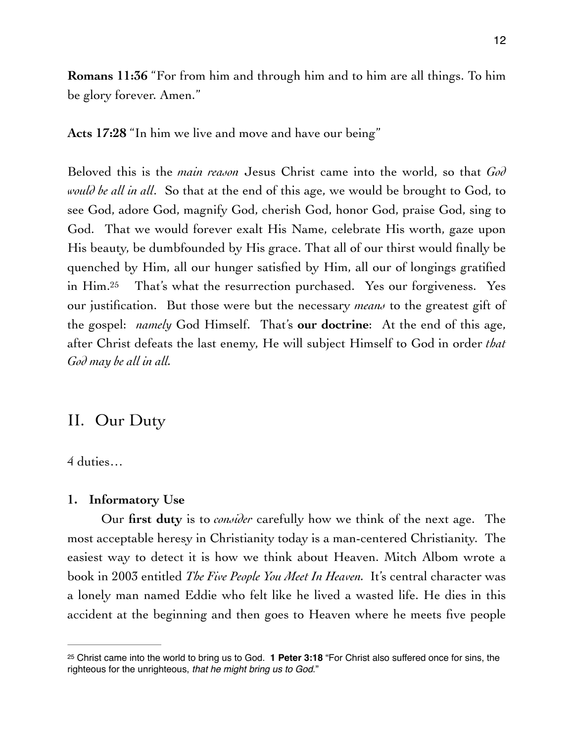**Romans 11:36** "For from him and through him and to him are all things. To him be glory forever. Amen."

**Acts 17:28** "In him we live and move and have our being"

Beloved this is the *main reason* Jesus Christ came into the world, so that *God would be all in all*. So that at the end of this age, we would be brought to God, to see God, adore God, magnify God, cherish God, honor God, praise God, sing to God. That we would forever exalt His Name, celebrate His worth, gaze upon His beauty, be dumbfounded by His grace. That all of our thirst would finally be quenched by Him, all our hunger satisfied by Him, all our of longings gratified in Him.[25] That's what the resurrection purchased. Yes our forgiveness. Yes our justification. But those were but the necessary *means* to the greatest gift of the gospel: *namely* God Himself. That's **our doctrine**: At the end of this age, after Christ defeats the last enemy, He will subject Himself to God in order *that God may be all in all.*

## II. Our Duty

4 duties…

### 1. Informatory Use

Our **first duty** is to *consider* carefully how we think of the next age. The most acceptable heresy in Christianity today is a man-centered Christianity. The easiest way to detect it is how we think about Heaven. Mitch Albom wrote a book in 2003 entitled *The Five People You Meet In Heaven.* It's central character was a lonely man named Eddie who felt like he lived a wasted life. He dies in this accident at the beginning and then goes to Heaven where he meets five people

---

[25] Christ came into the world to bring us to God. **1 Peter 3:18** "For Christ also suffered once for sins, the righteous for the unrighteous, *that he might bring us to God*."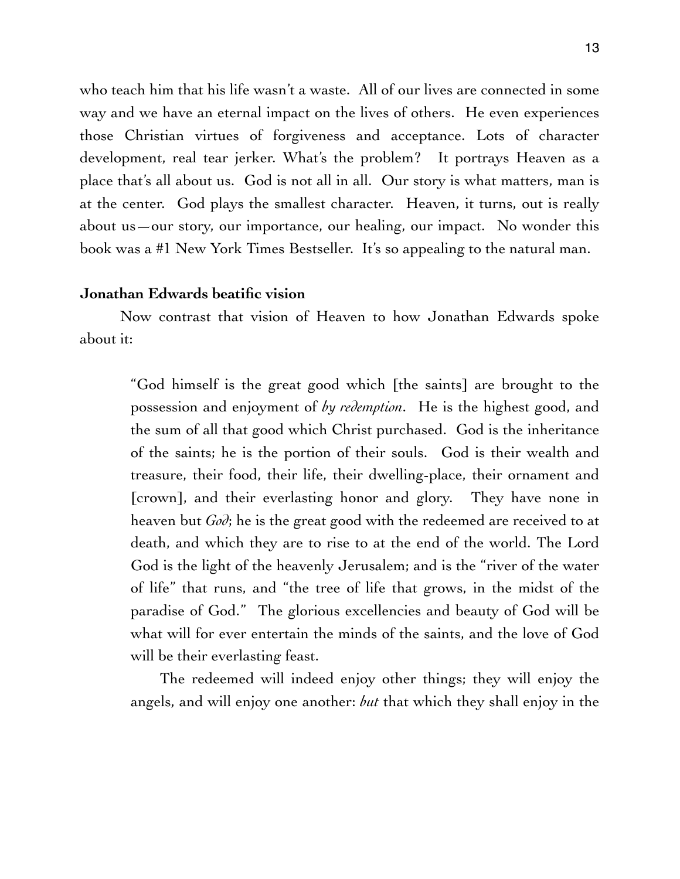who teach him that his life wasn't a waste. All of our lives are connected in some way and we have an eternal impact on the lives of others. He even experiences those Christian virtues of forgiveness and acceptance. Lots of character development, real tear jerker. What's the problem? It portrays Heaven as a place that's all about us. God is not all in all. Our story is what matters, man is at the center. God plays the smallest character. Heaven, it turns, out is really about us—our story, our importance, our healing, our impact. No wonder this book was a #1 New York Times Bestseller. It's so appealing to the natural man.

**Jonathan Edwards beatific vision**

Now contrast that vision of Heaven to how Jonathan Edwards spoke about it:

> "God himself is the great good which [the saints] are brought to the possession and enjoyment of *by redemption*. He is the highest good, and the sum of all that good which Christ purchased. God is the inheritance of the saints; he is the portion of their souls. God is their wealth and treasure, their food, their life, their dwelling-place, their ornament and [crown], and their everlasting honor and glory. They have none in heaven but *God*; he is the great good with the redeemed are received to at death, and which they are to rise to at the end of the world. The Lord God is the light of the heavenly Jerusalem; and is the "river of the water of life" that runs, and "the tree of life that grows, in the midst of the paradise of God." The glorious excellencies and beauty of God will be what will for ever entertain the minds of the saints, and the love of God will be their everlasting feast.
>
> The redeemed will indeed enjoy other things; they will enjoy the angels, and will enjoy one another: *but* that which they shall enjoy in the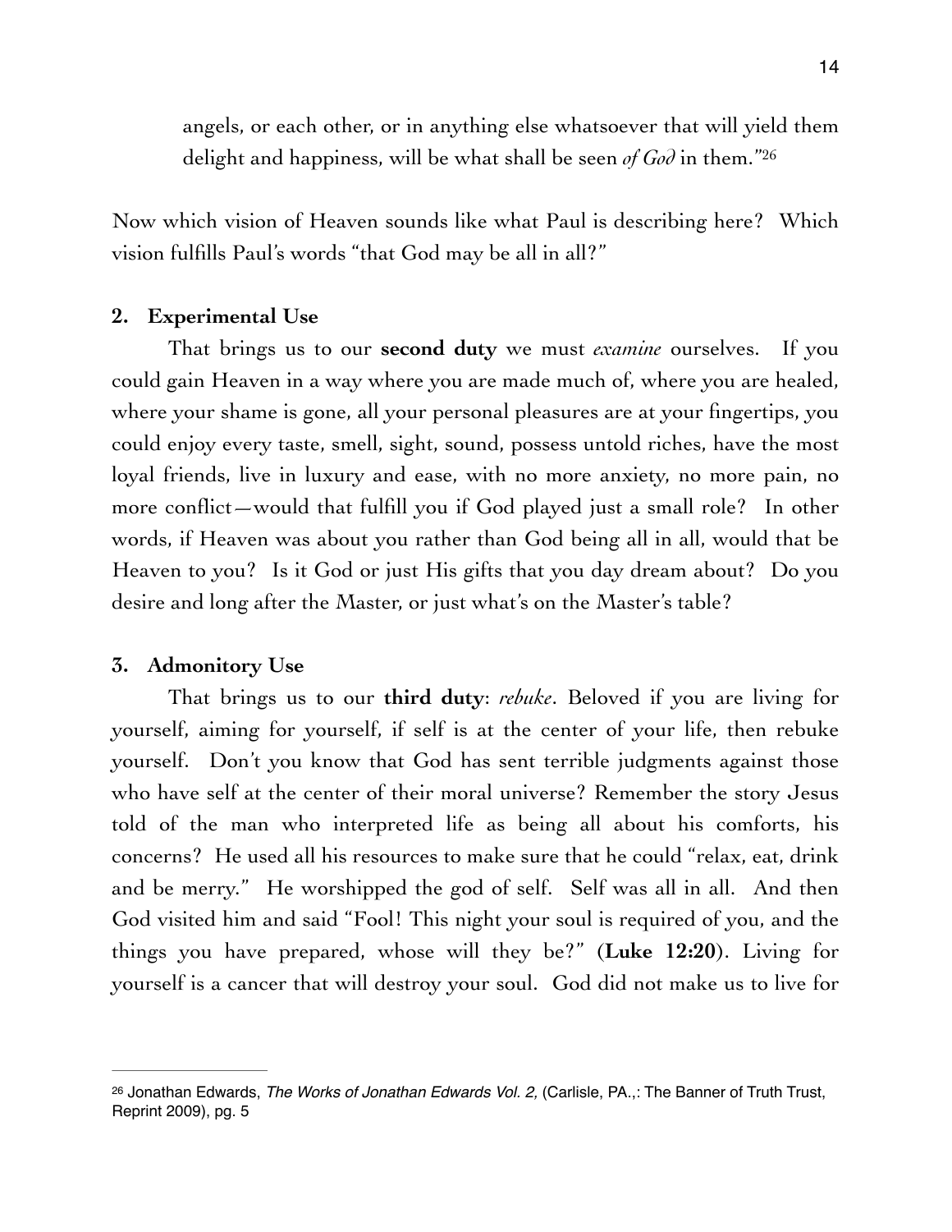angels, or each other, or in anything else whatsoever that will yield them delight and happiness, will be what shall be seen *of God* in them."[26]

Now which vision of Heaven sounds like what Paul is describing here? Which vision fulfills Paul's words "that God may be all in all?"

**2. Experimental Use**

That brings us to our **second duty** we must *examine* ourselves. If you could gain Heaven in a way where you are made much of, where you are healed, where your shame is gone, all your personal pleasures are at your fingertips, you could enjoy every taste, smell, sight, sound, possess untold riches, have the most loyal friends, live in luxury and ease, with no more anxiety, no more pain, no more conflict—would that fulfill you if God played just a small role? In other words, if Heaven was about you rather than God being all in all, would that be Heaven to you? Is it God or just His gifts that you day dream about? Do you desire and long after the Master, or just what's on the Master's table?

**3. Admonitory Use**

That brings us to our **third duty**: *rebuke*. Beloved if you are living for yourself, aiming for yourself, if self is at the center of your life, then rebuke yourself. Don't you know that God has sent terrible judgments against those who have self at the center of their moral universe? Remember the story Jesus told of the man who interpreted life as being all about his comforts, his concerns? He used all his resources to make sure that he could "relax, eat, drink and be merry." He worshipped the god of self. Self was all in all. And then God visited him and said "Fool! This night your soul is required of you, and the things you have prepared, whose will they be?" (**Luke 12:20**). Living for yourself is a cancer that will destroy your soul. God did not make us to live for

---

[26] Jonathan Edwards, *The Works of Jonathan Edwards Vol. 2,* (Carlisle, PA.,: The Banner of Truth Trust, Reprint 2009), pg. 5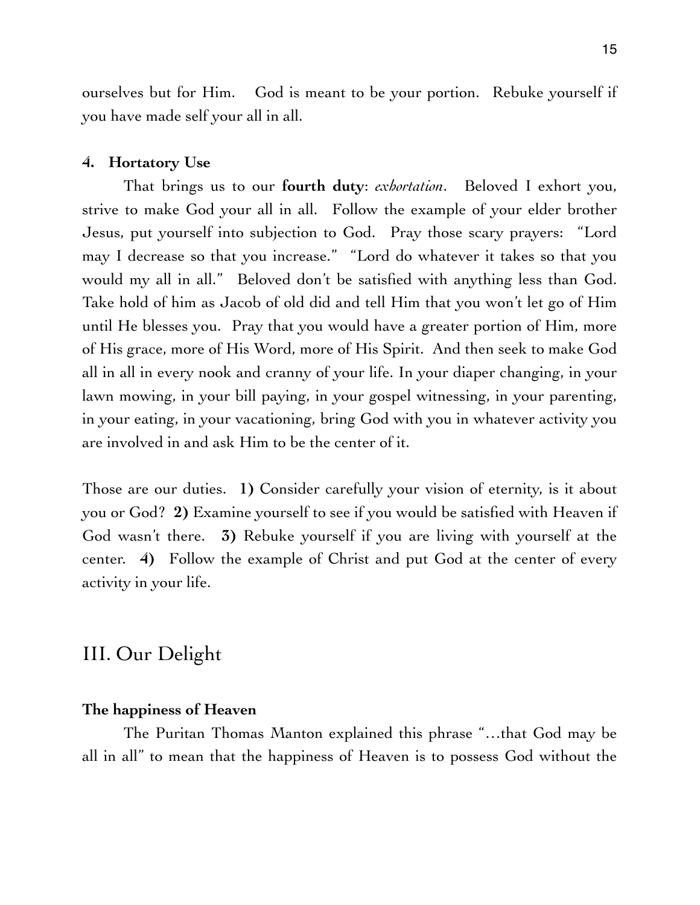ourselves but for Him. God is meant to be your portion. Rebuke yourself if you have made self your all in all.

#### 4. Hortatory Use

That brings us to our **fourth duty**: *exhortation*. Beloved I exhort you, strive to make God your all in all. Follow the example of your elder brother Jesus, put yourself into subjection to God. Pray those scary prayers: "Lord may I decrease so that you increase." "Lord do whatever it takes so that you would my all in all." Beloved don't be satisfied with anything less than God. Take hold of him as Jacob of old did and tell Him that you won't let go of Him until He blesses you. Pray that you would have a greater portion of Him, more of His grace, more of His Word, more of His Spirit. And then seek to make God all in all in every nook and cranny of your life. In your diaper changing, in your lawn mowing, in your bill paying, in your gospel witnessing, in your parenting, in your eating, in your vacationing, bring God with you in whatever activity you are involved in and ask Him to be the center of it.

Those are our duties. **1)** Consider carefully your vision of eternity, is it about you or God? **2)** Examine yourself to see if you would be satisfied with Heaven if God wasn't there. **3)** Rebuke yourself if you are living with yourself at the center. **4)** Follow the example of Christ and put God at the center of every activity in your life.

## III. Our Delight

#### The happiness of Heaven

The Puritan Thomas Manton explained this phrase "…that God may be all in all" to mean that the happiness of Heaven is to possess God without the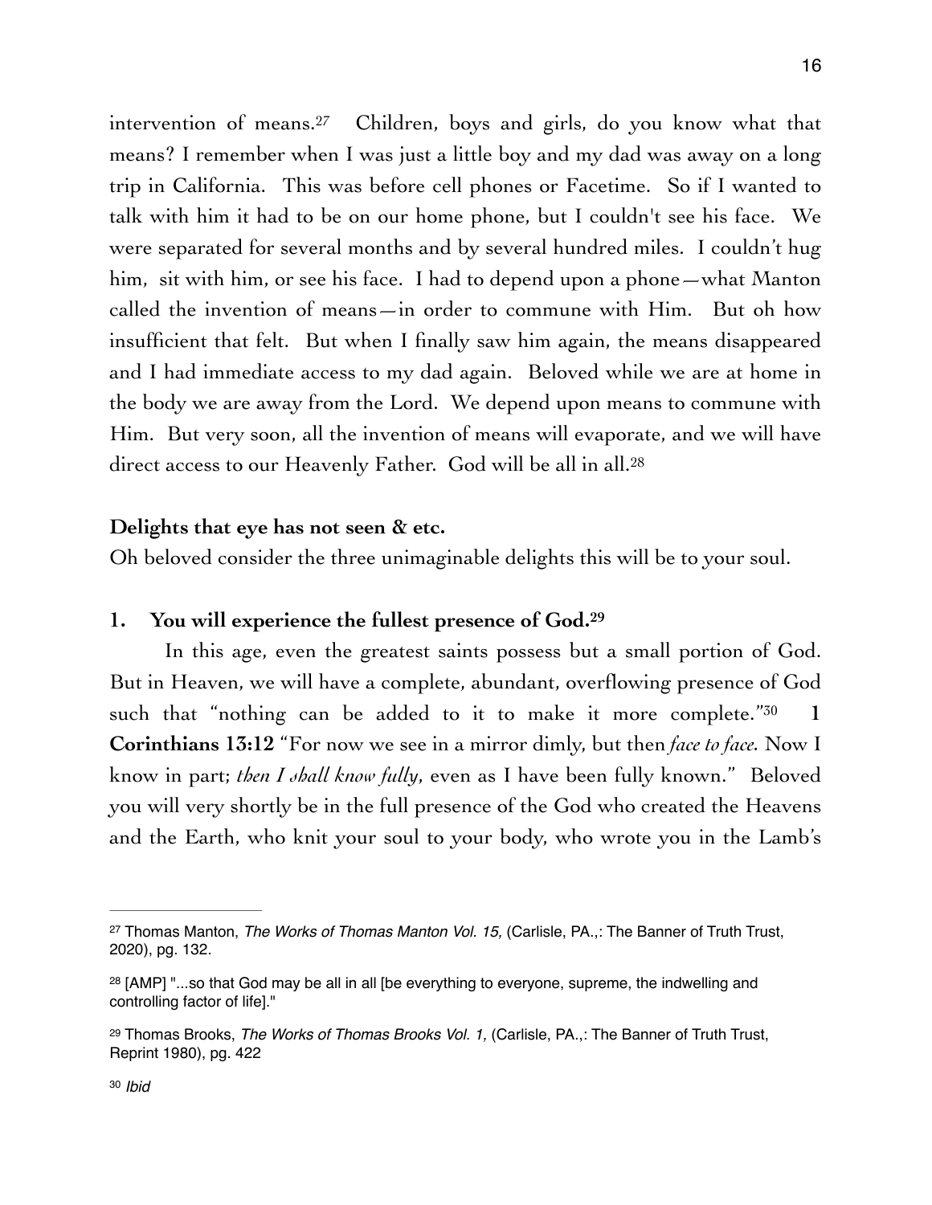intervention of means.[27] Children, boys and girls, do you know what that means? I remember when I was just a little boy and my dad was away on a long trip in California. This was before cell phones or Facetime. So if I wanted to talk with him it had to be on our home phone, but I couldn't see his face. We were separated for several months and by several hundred miles. I couldn't hug him, sit with him, or see his face. I had to depend upon a phone—what Manton called the invention of means—in order to commune with Him. But oh how insufficient that felt. But when I finally saw him again, the means disappeared and I had immediate access to my dad again. Beloved while we are at home in the body we are away from the Lord. We depend upon means to commune with Him. But very soon, all the invention of means will evaporate, and we will have direct access to our Heavenly Father. God will be all in all.[28]

**Delights that eye has not seen & etc.**

Oh beloved consider the three unimaginable delights this will be to your soul.

**1. You will experience the fullest presence of God.[29]**

In this age, even the greatest saints possess but a small portion of God. But in Heaven, we will have a complete, abundant, overflowing presence of God such that "nothing can be added to it to make it more complete."[30] **1 Corinthians 13:12** "For now we see in a mirror dimly, but then *face to face.* Now I know in part; *then I shall know fully*, even as I have been fully known." Beloved you will very shortly be in the full presence of the God who created the Heavens and the Earth, who knit your soul to your body, who wrote you in the Lamb's

---

[27] Thomas Manton, *The Works of Thomas Manton Vol. 15,* (Carlisle, PA.,: The Banner of Truth Trust, 2020), pg. 132.

[28] [AMP] "...so that God may be all in all [be everything to everyone, supreme, the indwelling and controlling factor of life]."

[29] Thomas Brooks, *The Works of Thomas Brooks Vol. 1,* (Carlisle, PA.,: The Banner of Truth Trust, Reprint 1980), pg. 422

[30] *Ibid*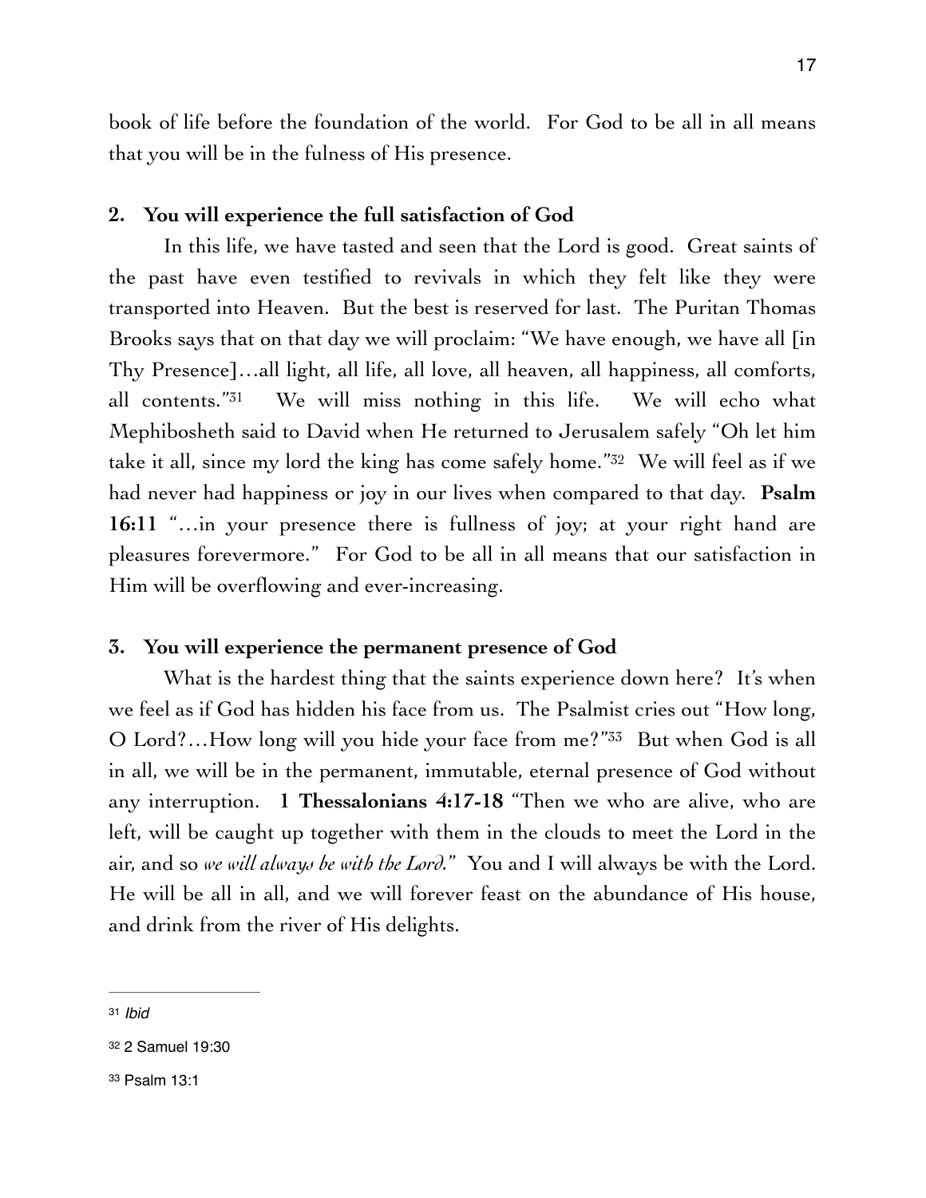book of life before the foundation of the world. For God to be all in all means that you will be in the fulness of His presence.

### 2. You will experience the full satisfaction of God

In this life, we have tasted and seen that the Lord is good. Great saints of the past have even testified to revivals in which they felt like they were transported into Heaven. But the best is reserved for last. The Puritan Thomas Brooks says that on that day we will proclaim: "We have enough, we have all [in Thy Presence]…all light, all life, all love, all heaven, all happiness, all comforts, all contents."[31] We will miss nothing in this life. We will echo what Mephibosheth said to David when He returned to Jerusalem safely "Oh let him take it all, since my lord the king has come safely home."[32] We will feel as if we had never had happiness or joy in our lives when compared to that day. **Psalm 16:11** "…in your presence there is fullness of joy; at your right hand are pleasures forevermore." For God to be all in all means that our satisfaction in Him will be overflowing and ever-increasing.

### 3. You will experience the permanent presence of God

What is the hardest thing that the saints experience down here? It's when we feel as if God has hidden his face from us. The Psalmist cries out "How long, O Lord?…How long will you hide your face from me?"[33] But when God is all in all, we will be in the permanent, immutable, eternal presence of God without any interruption. **1 Thessalonians 4:17-18** "Then we who are alive, who are left, will be caught up together with them in the clouds to meet the Lord in the air, and so *we will always be with the Lord*." You and I will always be with the Lord. He will be all in all, and we will forever feast on the abundance of His house, and drink from the river of His delights.

---

[31] *Ibid*

[32] 2 Samuel 19:30

[33] Psalm 13:1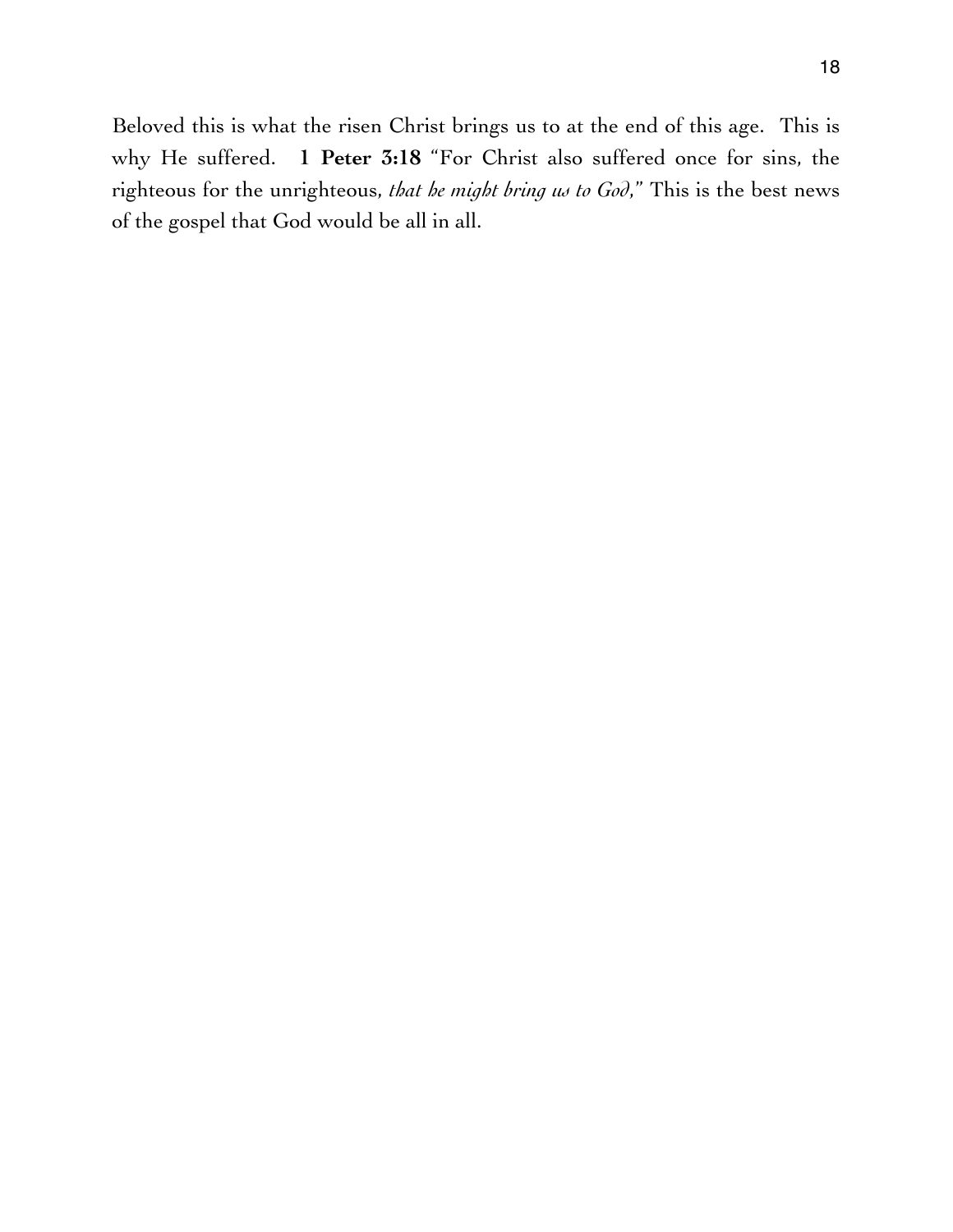Beloved this is what the risen Christ brings us to at the end of this age. This is why He suffered. **1 Peter 3:18** "For Christ also suffered once for sins, the righteous for the unrighteous, *that he might bring us to God*," This is the best news of the gospel that God would be all in all.